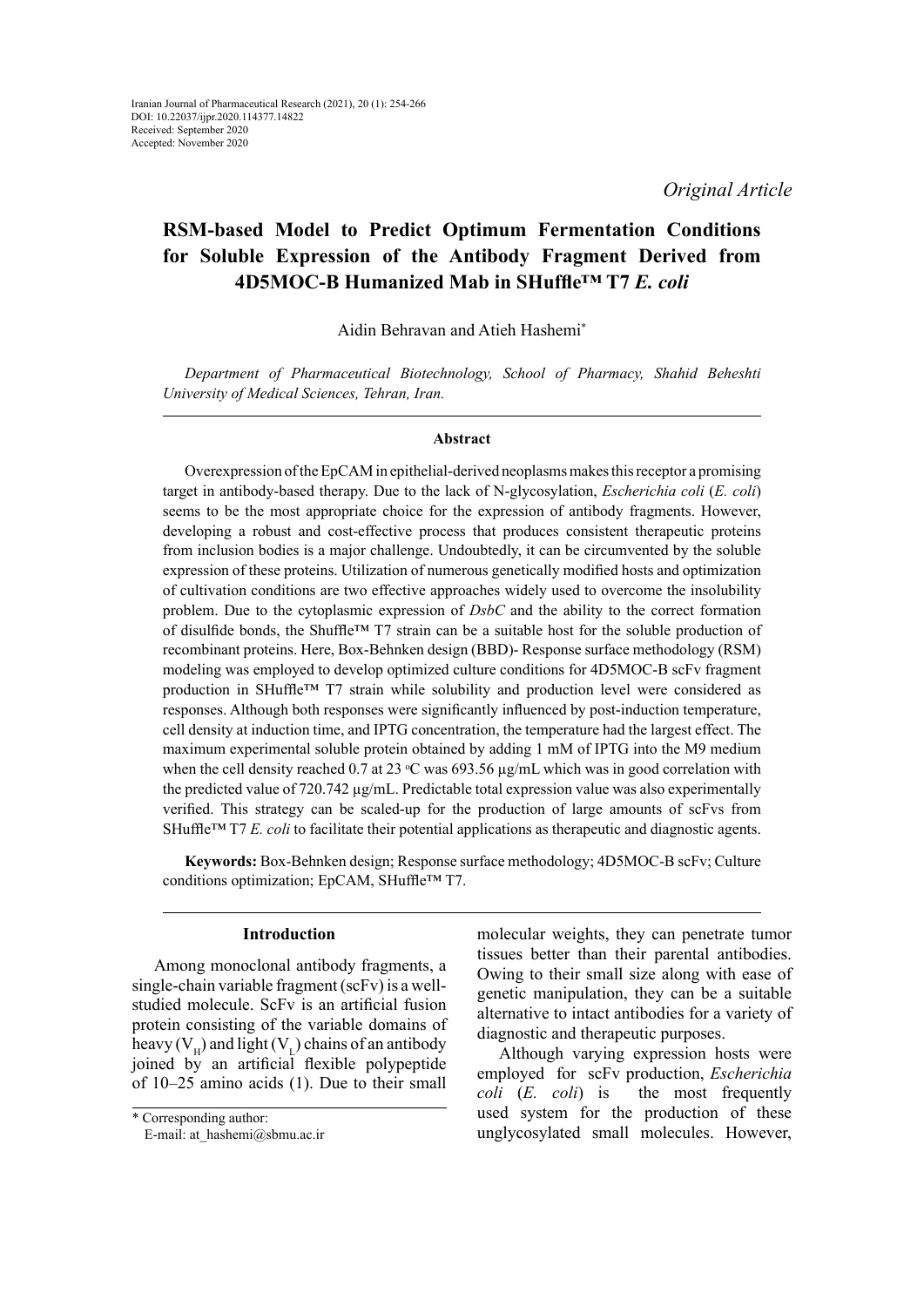Iranian Journal of Pharmaceutical Research (2021), 20 (1): 254-266
DOI: 10.22037/ijpr.2020.114377.14822
Received: September 2020
Accepted: November 2020

*Original Article*

# RSM-based Model to Predict Optimum Fermentation Conditions for Soluble Expression of the Antibody Fragment Derived from 4D5MOC-B Humanized Mab in SHuffle™ T7 *E. coli*

Aidin Behravan and Atieh Hashemi*

*Department of Pharmaceutical Biotechnology, School of Pharmacy, Shahid Beheshti University of Medical Sciences, Tehran, Iran.*

### Abstract

Overexpression of the EpCAM in epithelial-derived neoplasms makes this receptor a promising target in antibody-based therapy. Due to the lack of N-glycosylation, *Escherichia coli* (*E. coli*) seems to be the most appropriate choice for the expression of antibody fragments. However, developing a robust and cost-effective process that produces consistent therapeutic proteins from inclusion bodies is a major challenge. Undoubtedly, it can be circumvented by the soluble expression of these proteins. Utilization of numerous genetically modified hosts and optimization of cultivation conditions are two effective approaches widely used to overcome the insolubility problem. Due to the cytoplasmic expression of *DsbC* and the ability to the correct formation of disulfide bonds, the Shuffle™ T7 strain can be a suitable host for the soluble production of recombinant proteins. Here, Box-Behnken design (BBD)- Response surface methodology (RSM) modeling was employed to develop optimized culture conditions for 4D5MOC-B scFv fragment production in SHuffle™ T7 strain while solubility and production level were considered as responses. Although both responses were significantly influenced by post-induction temperature, cell density at induction time, and IPTG concentration, the temperature had the largest effect. The maximum experimental soluble protein obtained by adding 1 mM of IPTG into the M9 medium when the cell density reached 0.7 at 23 $^{o}$C was 693.56 µg/mL which was in good correlation with the predicted value of 720.742 µg/mL. Predictable total expression value was also experimentally verified. This strategy can be scaled-up for the production of large amounts of scFvs from SHuffle™ T7 *E. coli* to facilitate their potential applications as therapeutic and diagnostic agents.

**Keywords:** Box-Behnken design; Response surface methodology; 4D5MOC-B scFv; Culture conditions optimization; EpCAM, SHuffle™ T7.

## Introduction

Among monoclonal antibody fragments, a single-chain variable fragment (scFv) is a well-studied molecule. ScFv is an artificial fusion protein consisting of the variable domains of heavy ($V_H$) and light ($V_L$) chains of an antibody joined by an artificial flexible polypeptide of 10–25 amino acids (1). Due to their small molecular weights, they can penetrate tumor tissues better than their parental antibodies. Owing to their small size along with ease of genetic manipulation, they can be a suitable alternative to intact antibodies for a variety of diagnostic and therapeutic purposes.

Although varying expression hosts were employed for scFv production, *Escherichia coli* (*E. coli*) is the most frequently used system for the production of these unglycosylated small molecules. However,

\* Corresponding author:
E-mail: at_hashemi@sbmu.ac.ir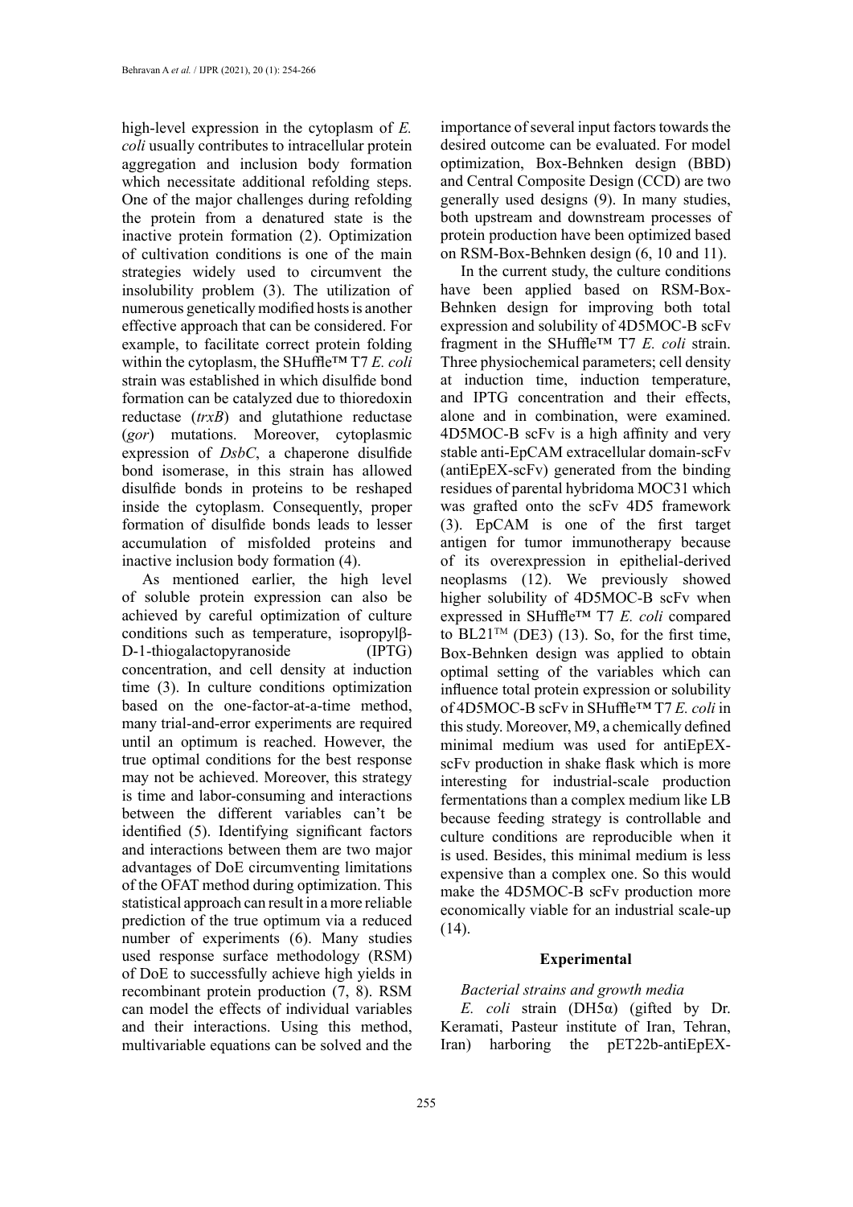high-level expression in the cytoplasm of *E. coli* usually contributes to intracellular protein aggregation and inclusion body formation which necessitate additional refolding steps. One of the major challenges during refolding the protein from a denatured state is the inactive protein formation (2). Optimization of cultivation conditions is one of the main strategies widely used to circumvent the insolubility problem (3). The utilization of numerous genetically modified hosts is another effective approach that can be considered. For example, to facilitate correct protein folding within the cytoplasm, the SHuffle™ T7 *E. coli* strain was established in which disulfide bond formation can be catalyzed due to thioredoxin reductase (*trxB*) and glutathione reductase (*gor*) mutations. Moreover, cytoplasmic expression of *DsbC*, a chaperone disulfide bond isomerase, in this strain has allowed disulfide bonds in proteins to be reshaped inside the cytoplasm. Consequently, proper formation of disulfide bonds leads to lesser accumulation of misfolded proteins and inactive inclusion body formation (4).

As mentioned earlier, the high level of soluble protein expression can also be achieved by careful optimization of culture conditions such as temperature, isopropylβ-D-1-thiogalactopyranoside (IPTG) concentration, and cell density at induction time (3). In culture conditions optimization based on the one-factor-at-a-time method, many trial-and-error experiments are required until an optimum is reached. However, the true optimal conditions for the best response may not be achieved. Moreover, this strategy is time and labor-consuming and interactions between the different variables can't be identified (5). Identifying significant factors and interactions between them are two major advantages of DoE circumventing limitations of the OFAT method during optimization. This statistical approach can result in a more reliable prediction of the true optimum via a reduced number of experiments (6). Many studies used response surface methodology (RSM) of DoE to successfully achieve high yields in recombinant protein production (7, 8). RSM can model the effects of individual variables and their interactions. Using this method, multivariable equations can be solved and the importance of several input factors towards the desired outcome can be evaluated. For model optimization, Box-Behnken design (BBD) and Central Composite Design (CCD) are two generally used designs (9). In many studies, both upstream and downstream processes of protein production have been optimized based on RSM-Box-Behnken design (6, 10 and 11).

In the current study, the culture conditions have been applied based on RSM-Box-Behnken design for improving both total expression and solubility of 4D5MOC-B scFv fragment in the SHuffle™ T7 *E. coli* strain. Three physiochemical parameters; cell density at induction time, induction temperature, and IPTG concentration and their effects, alone and in combination, were examined. 4D5MOC-B scFv is a high affinity and very stable anti-EpCAM extracellular domain-scFv (antiEpEX-scFv) generated from the binding residues of parental hybridoma MOC31 which was grafted onto the scFv 4D5 framework (3). EpCAM is one of the first target antigen for tumor immunotherapy because of its overexpression in epithelial-derived neoplasms (12). We previously showed higher solubility of 4D5MOC-B scFv when expressed in SHuffle™ T7 *E. coli* compared to BL21™ (DE3) (13). So, for the first time, Box-Behnken design was applied to obtain optimal setting of the variables which can influence total protein expression or solubility of 4D5MOC-B scFv in SHuffle™ T7 *E. coli* in this study. Moreover, M9, a chemically defined minimal medium was used for antiEpEX-scFv production in shake flask which is more interesting for industrial-scale production fermentations than a complex medium like LB because feeding strategy is controllable and culture conditions are reproducible when it is used. Besides, this minimal medium is less expensive than a complex one. So this would make the 4D5MOC-B scFv production more economically viable for an industrial scale-up (14).

## Experimental

### *Bacterial strains and growth media*

*E. coli* strain (DH5α) (gifted by Dr. Keramati, Pasteur institute of Iran, Tehran, Iran) harboring the pET22b-antiEpEX-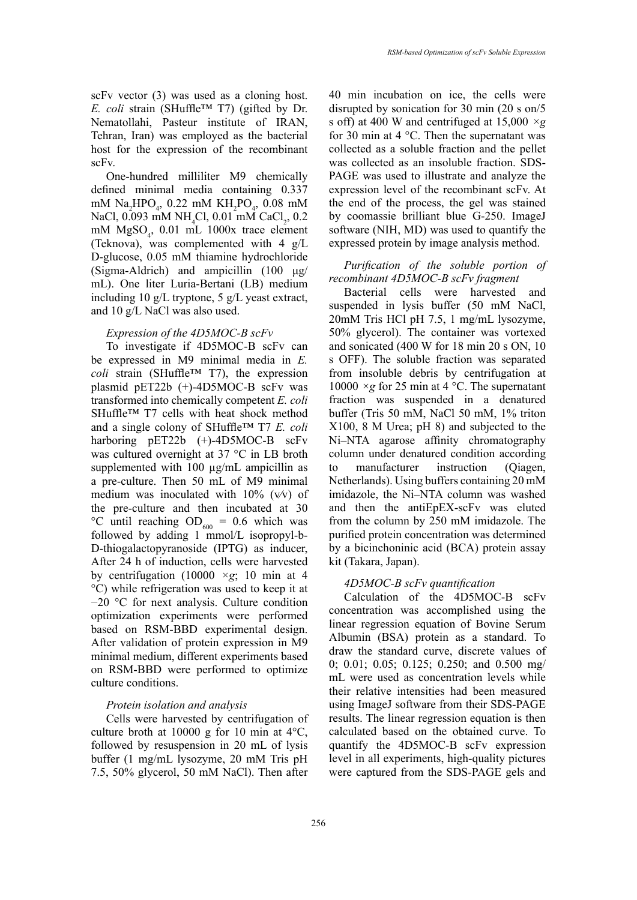scFv vector (3) was used as a cloning host. *E. coli* strain (SHuffle™ T7) (gifted by Dr. Nematollahi, Pasteur institute of IRAN, Tehran, Iran) was employed as the bacterial host for the expression of the recombinant scFv.

One-hundred milliliter M9 chemically defined minimal media containing 0.337 mM $Na_2HPO_4$, 0.22 mM $KH_2PO_4$, 0.08 mM NaCl, 0.093 mM $NH_4Cl$, 0.01 mM $CaCl_2$, 0.2 mM $MgSO_4$, 0.01 mL 1000x trace element (Teknova), was complemented with 4 g/L D-glucose, 0.05 mM thiamine hydrochloride (Sigma-Aldrich) and ampicillin (100 µg/mL). One liter Luria-Bertani (LB) medium including 10 g/L tryptone, 5 g/L yeast extract, and 10 g/L NaCl was also used.

*Expression of the 4D5MOC-B scFv*

To investigate if 4D5MOC-B scFv can be expressed in M9 minimal media in *E. coli* strain (SHuffle™ T7), the expression plasmid pET22b (+)-4D5MOC-B scFv was transformed into chemically competent *E. coli* SHuffle™ T7 cells with heat shock method and a single colony of SHuffle™ T7 *E. coli* harboring pET22b (+)-4D5MOC-B scFv was cultured overnight at 37 °C in LB broth supplemented with 100 µg/mL ampicillin as a pre-culture. Then 50 mL of M9 minimal medium was inoculated with 10% (v/v) of the pre-culture and then incubated at 30 °C until reaching $OD_{600}$ = 0.6 which was followed by adding 1 mmol/L isopropyl-b-D-thiogalactopyranoside (IPTG) as inducer, After 24 h of induction, cells were harvested by centrifugation (10000 ×*g*; 10 min at 4 °C) while refrigeration was used to keep it at −20 °C for next analysis. Culture condition optimization experiments were performed based on RSM-BBD experimental design. After validation of protein expression in M9 minimal medium, different experiments based on RSM-BBD were performed to optimize culture conditions.

*Protein isolation and analysis*

Cells were harvested by centrifugation of culture broth at 10000 g for 10 min at 4°C, followed by resuspension in 20 mL of lysis buffer (1 mg/mL lysozyme, 20 mM Tris pH 7.5, 50% glycerol, 50 mM NaCl). Then after 40 min incubation on ice, the cells were disrupted by sonication for 30 min (20 s on/5 s off) at 400 W and centrifuged at 15,000 ×*g* for 30 min at 4 °C. Then the supernatant was collected as a soluble fraction and the pellet was collected as an insoluble fraction. SDS-PAGE was used to illustrate and analyze the expression level of the recombinant scFv. At the end of the process, the gel was stained by coomassie brilliant blue G-250. ImageJ software (NIH, MD) was used to quantify the expressed protein by image analysis method.

*Purification of the soluble portion of recombinant 4D5MOC-B scFv fragment*

Bacterial cells were harvested and suspended in lysis buffer (50 mM NaCl, 20mM Tris HCl pH 7.5, 1 mg/mL lysozyme, 50% glycerol). The container was vortexed and sonicated (400 W for 18 min 20 s ON, 10 s OFF). The soluble fraction was separated from insoluble debris by centrifugation at 10000 ×*g* for 25 min at 4 °C. The supernatant fraction was suspended in a denatured buffer (Tris 50 mM, NaCl 50 mM, 1% triton X100, 8 M Urea; pH 8) and subjected to the Ni–NTA agarose affinity chromatography column under denatured condition according to manufacturer instruction (Qiagen, Netherlands). Using buffers containing 20 mM imidazole, the Ni–NTA column was washed and then the antiEpEX-scFv was eluted from the column by 250 mM imidazole. The purified protein concentration was determined by a bicinchoninic acid (BCA) protein assay kit (Takara, Japan).

*4D5MOC-B scFv quantification*

Calculation of the 4D5MOC-B scFv concentration was accomplished using the linear regression equation of Bovine Serum Albumin (BSA) protein as a standard. To draw the standard curve, discrete values of 0; 0.01; 0.05; 0.125; 0.250; and 0.500 mg/mL were used as concentration levels while their relative intensities had been measured using ImageJ software from their SDS-PAGE results. The linear regression equation is then calculated based on the obtained curve. To quantify the 4D5MOC-B scFv expression level in all experiments, high-quality pictures were captured from the SDS-PAGE gels and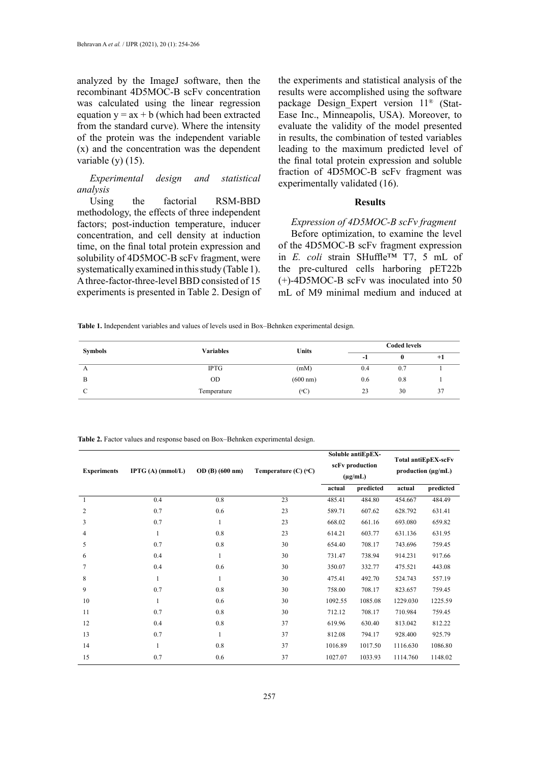analyzed by the ImageJ software, then the recombinant 4D5MOC-B scFv concentration was calculated using the linear regression equation $y = ax + b$ (which had been extracted from the standard curve). Where the intensity of the protein was the independent variable (x) and the concentration was the dependent variable (y) (15).

### *Experimental design and statistical analysis*

Using the factorial RSM-BBD methodology, the effects of three independent factors; post-induction temperature, inducer concentration, and cell density at induction time, on the final total protein expression and solubility of 4D5MOC-B scFv fragment, were systematically examined in this study (Table 1). A three-factor-three-level BBD consisted of 15 experiments is presented in Table 2. Design of the experiments and statistical analysis of the results were accomplished using the software package Design_Expert version 11® (Stat-Ease Inc., Minneapolis, USA). Moreover, to evaluate the validity of the model presented in results, the combination of tested variables leading to the maximum predicted level of the final total protein expression and soluble fraction of 4D5MOC-B scFv fragment was experimentally validated (16).

## Results

### *Expression of 4D5MOC-B scFv fragment*

Before optimization, to examine the level of the 4D5MOC-B scFv fragment expression in *E. coli* strain SHuffle™ T7, 5 mL of the pre-cultured cells harboring pET22b (+)-4D5MOC-B scFv was inoculated into 50 mL of M9 minimal medium and induced at

**Table 1.** Independent variables and values of levels used in Box–Behnken experimental design.

| Symbols | Variables | Units | Coded levels | | |
|---|---|---|---|---|---|
| | | | -1 | 0 | +1 |
| A | IPTG | (mM) | 0.4 | 0.7 | 1 |
| B | OD | (600 nm) | 0.6 | 0.8 | 1 |
| C | Temperature | (°C) | 23 | 30 | 37 |

**Table 2.** Factor values and response based on Box–Behnken experimental design.

| Experiments | IPTG (A) (mmol/L) | OD (B) (600 nm) | Temperature (C) (°C) | Soluble antiEpEX-scFv production (µg/mL) | | Total antiEpEX-scFv production (µg/mL) | |
|---|---|---|---|---|---|---|---|
| | | | | actual | predicted | actual | predicted |
| 1 | 0.4 | 0.8 | 23 | 485.41 | 484.80 | 454.667 | 484.49 |
| 2 | 0.7 | 0.6 | 23 | 589.71 | 607.62 | 628.792 | 631.41 |
| 3 | 0.7 | 1 | 23 | 668.02 | 661.16 | 693.080 | 659.82 |
| 4 | 1 | 0.8 | 23 | 614.21 | 603.77 | 631.136 | 631.95 |
| 5 | 0.7 | 0.8 | 30 | 654.40 | 708.17 | 743.696 | 759.45 |
| 6 | 0.4 | 1 | 30 | 731.47 | 738.94 | 914.231 | 917.66 |
| 7 | 0.4 | 0.6 | 30 | 350.07 | 332.77 | 475.521 | 443.08 |
| 8 | 1 | 1 | 30 | 475.41 | 492.70 | 524.743 | 557.19 |
| 9 | 0.7 | 0.8 | 30 | 758.00 | 708.17 | 823.657 | 759.45 |
| 10 | 1 | 0.6 | 30 | 1092.55 | 1085.08 | 1229.030 | 1225.59 |
| 11 | 0.7 | 0.8 | 30 | 712.12 | 708.17 | 710.984 | 759.45 |
| 12 | 0.4 | 0.8 | 37 | 619.96 | 630.40 | 813.042 | 812.22 |
| 13 | 0.7 | 1 | 37 | 812.08 | 794.17 | 928.400 | 925.79 |
| 14 | 1 | 0.8 | 37 | 1016.89 | 1017.50 | 1116.630 | 1086.80 |
| 15 | 0.7 | 0.6 | 37 | 1027.07 | 1033.93 | 1114.760 | 1148.02 |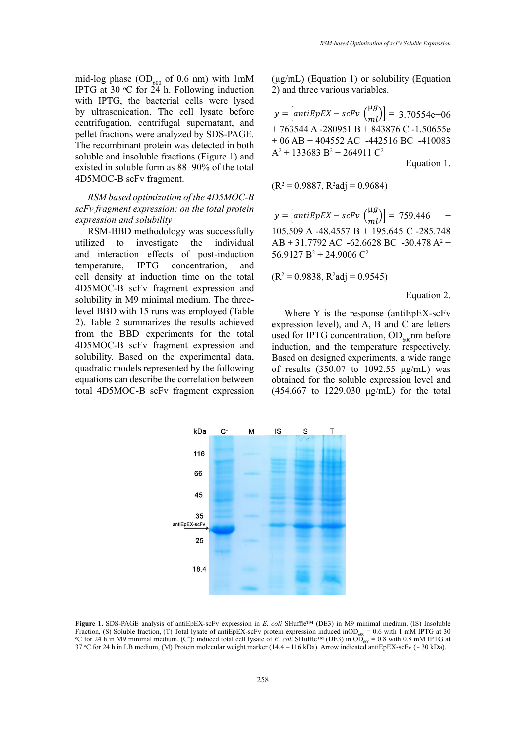mid-log phase ($OD_{600}$ of 0.6 nm) with 1mM IPTG at 30 °C for 24 h. Following induction with IPTG, the bacterial cells were lysed by ultrasonication. The cell lysate before centrifugation, centrifugal supernatant, and pellet fractions were analyzed by SDS-PAGE. The recombinant protein was detected in both soluble and insoluble fractions (Figure 1) and existed in soluble form as 88–90% of the total 4D5MOC-B scFv fragment.

*RSM based optimization of the 4D5MOC-B scFv fragment expression; on the total protein expression and solubility*

RSM-BBD methodology was successfully utilized to investigate the individual and interaction effects of post-induction temperature, IPTG concentration, and cell density at induction time on the total 4D5MOC-B scFv fragment expression and solubility in M9 minimal medium. The three-level BBD with 15 runs was employed (Table 2). Table 2 summarizes the results achieved from the BBD experiments for the total 4D5MOC-B scFv fragment expression and solubility. Based on the experimental data, quadratic models represented by the following equations can describe the correlation between total 4D5MOC-B scFv fragment expression (μg/mL) (Equation 1) or solubility (Equation 2) and three various variables.

$$y = \left[antiEpEX - scFv\left(\frac{\mu g}{ml}\right)\right] = 3.70554e{+}06 + 763544\,A - 280951\,B + 843876\,C - 1.50655e{+}06\,AB + 404552\,AC - 442516\,BC - 410083\,A^2 + 133683\,B^2 + 264911\,C^2$$

Equation 1.

($R^2 = 0.9887$, $R^2adj = 0.9684$)

$$y = \left[antiEpEX - scFv\left(\frac{\mu g}{ml}\right)\right] = 759.446 + 105.509\,A - 48.4557\,B + 195.645\,C - 285.748\,AB + 31.7792\,AC - 62.6628\,BC - 30.478\,A^2 + 56.9127\,B^2 + 24.9006\,C^2$$

($R^2 = 0.9838$, $R^2adj = 0.9545$)

Equation 2.

Where Y is the response (antiEpEX-scFv expression level), and A, B and C are letters used for IPTG concentration, $OD_{600}$nm before induction, and the temperature respectively. Based on designed experiments, a wide range of results (350.07 to 1092.55 μg/mL) was obtained for the soluble expression level and (454.667 to 1229.030 μg/mL) for the total

**Figure 1.** SDS-PAGE analysis of antiEpEX-scFv expression in *E. coli* SHuffle™ (DE3) in M9 minimal medium. (IS) Insoluble Fraction, (S) Soluble fraction, (T) Total lysate of antiEpEX-scFv protein expression induced in$OD_{600}$ = 0.6 with 1 mM IPTG at 30 °C for 24 h in M9 minimal medium. (C⁺): induced total cell lysate of *E. coli* SHuffle™ (DE3) in $OD_{600}$ = 0.8 with 0.8 mM IPTG at 37 °C for 24 h in LB medium, (M) Protein molecular weight marker (14.4 – 116 kDa). Arrow indicated antiEpEX-scFv (~ 30 kDa).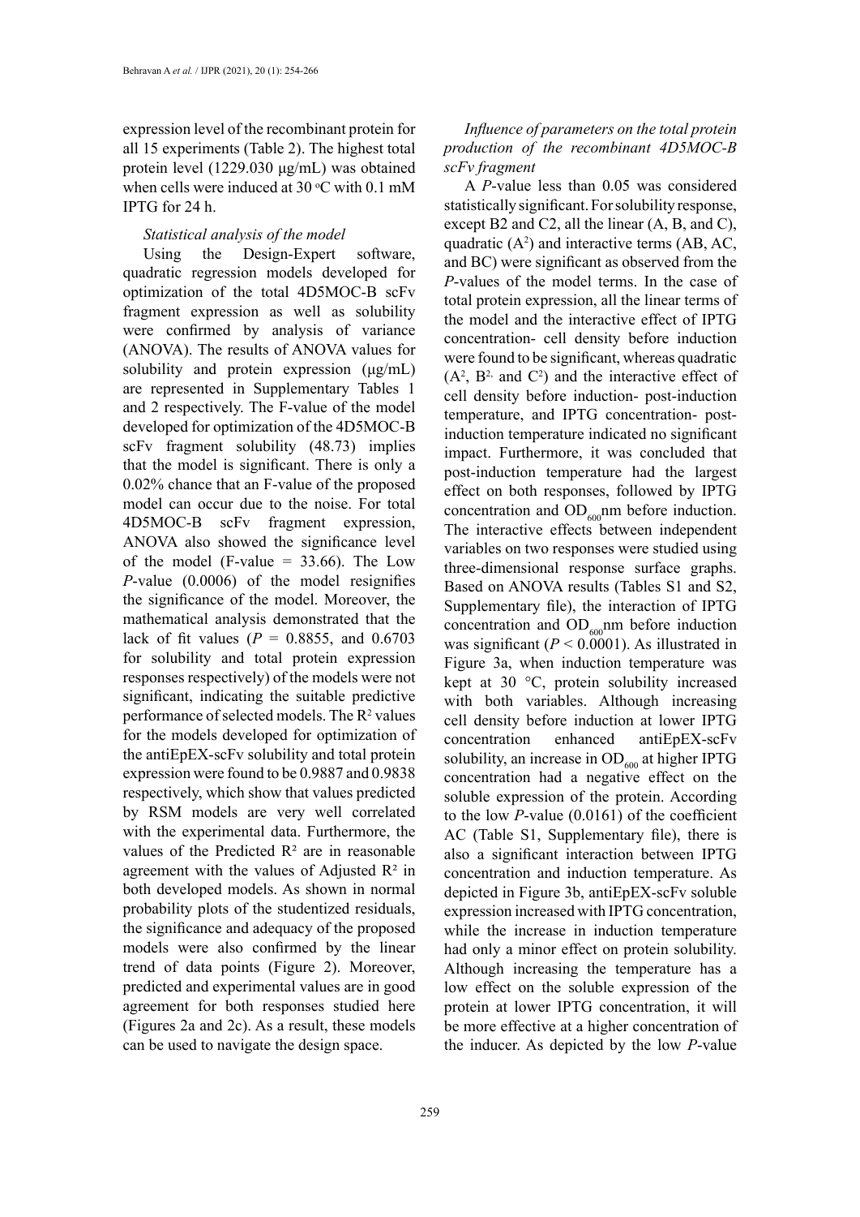expression level of the recombinant protein for all 15 experiments (Table 2). The highest total protein level (1229.030 μg/mL) was obtained when cells were induced at 30 °C with 0.1 mM IPTG for 24 h.

*Statistical analysis of the model*

Using the Design-Expert software, quadratic regression models developed for optimization of the total 4D5MOC-B scFv fragment expression as well as solubility were confirmed by analysis of variance (ANOVA). The results of ANOVA values for solubility and protein expression (μg/mL) are represented in Supplementary Tables 1 and 2 respectively. The F-value of the model developed for optimization of the 4D5MOC-B scFv fragment solubility (48.73) implies that the model is significant. There is only a 0.02% chance that an F-value of the proposed model can occur due to the noise. For total 4D5MOC-B scFv fragment expression, ANOVA also showed the significance level of the model (F-value = 33.66). The Low *P*-value (0.0006) of the model resignifies the significance of the model. Moreover, the mathematical analysis demonstrated that the lack of fit values ($P$ = 0.8855, and 0.6703 for solubility and total protein expression responses respectively) of the models were not significant, indicating the suitable predictive performance of selected models. The $R^2$ values for the models developed for optimization of the antiEpEX-scFv solubility and total protein expression were found to be 0.9887 and 0.9838 respectively, which show that values predicted by RSM models are very well correlated with the experimental data. Furthermore, the values of the Predicted $R^2$ are in reasonable agreement with the values of Adjusted $R^2$ in both developed models. As shown in normal probability plots of the studentized residuals, the significance and adequacy of the proposed models were also confirmed by the linear trend of data points (Figure 2). Moreover, predicted and experimental values are in good agreement for both responses studied here (Figures 2a and 2c). As a result, these models can be used to navigate the design space.

*Influence of parameters on the total protein production of the recombinant 4D5MOC-B scFv fragment*

A *P*-value less than 0.05 was considered statistically significant. For solubility response, except B2 and C2, all the linear (A, B, and C), quadratic ($A^2$) and interactive terms (AB, AC, and BC) were significant as observed from the *P*-values of the model terms. In the case of total protein expression, all the linear terms of the model and the interactive effect of IPTG concentration- cell density before induction were found to be significant, whereas quadratic ($A^2$, $B^2$, and $C^2$) and the interactive effect of cell density before induction- post-induction temperature, and IPTG concentration- post-induction temperature indicated no significant impact. Furthermore, it was concluded that post-induction temperature had the largest effect on both responses, followed by IPTG concentration and $OD_{600}$nm before induction. The interactive effects between independent variables on two responses were studied using three-dimensional response surface graphs. Based on ANOVA results (Tables S1 and S2, Supplementary file), the interaction of IPTG concentration and $OD_{600}$nm before induction was significant ($P < 0.0001$). As illustrated in Figure 3a, when induction temperature was kept at 30 °C, protein solubility increased with both variables. Although increasing cell density before induction at lower IPTG concentration enhanced antiEpEX-scFv solubility, an increase in $OD_{600}$ at higher IPTG concentration had a negative effect on the soluble expression of the protein. According to the low *P*-value (0.0161) of the coefficient AC (Table S1, Supplementary file), there is also a significant interaction between IPTG concentration and induction temperature. As depicted in Figure 3b, antiEpEX-scFv soluble expression increased with IPTG concentration, while the increase in induction temperature had only a minor effect on protein solubility. Although increasing the temperature has a low effect on the soluble expression of the protein at lower IPTG concentration, it will be more effective at a higher concentration of the inducer. As depicted by the low *P*-value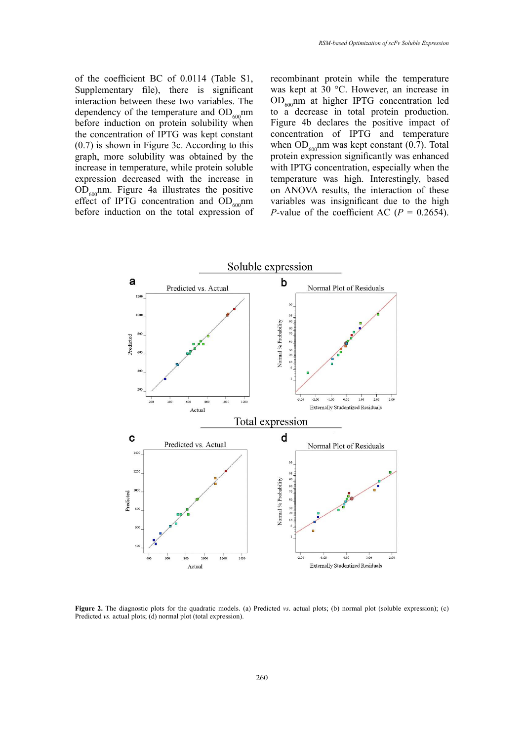of the coefficient BC of 0.0114 (Table S1, Supplementary file), there is significant interaction between these two variables. The dependency of the temperature and $OD_{600}$nm before induction on protein solubility when the concentration of IPTG was kept constant (0.7) is shown in Figure 3c. According to this graph, more solubility was obtained by the increase in temperature, while protein soluble expression decreased with the increase in $OD_{600}$nm. Figure 4a illustrates the positive effect of IPTG concentration and $OD_{600}$nm before induction on the total expression of recombinant protein while the temperature was kept at 30 °C. However, an increase in $OD_{600}$nm at higher IPTG concentration led to a decrease in total protein production. Figure 4b declares the positive impact of concentration of IPTG and temperature when $OD_{600}$nm was kept constant (0.7). Total protein expression significantly was enhanced with IPTG concentration, especially when the temperature was high. Interestingly, based on ANOVA results, the interaction of these variables was insignificant due to the high *P*-value of the coefficient AC ($P$ = 0.2654).

**Figure 2.** The diagnostic plots for the quadratic models. (a) Predicted *vs*. actual plots; (b) normal plot (soluble expression); (c) Predicted *vs*. actual plots; (d) normal plot (total expression).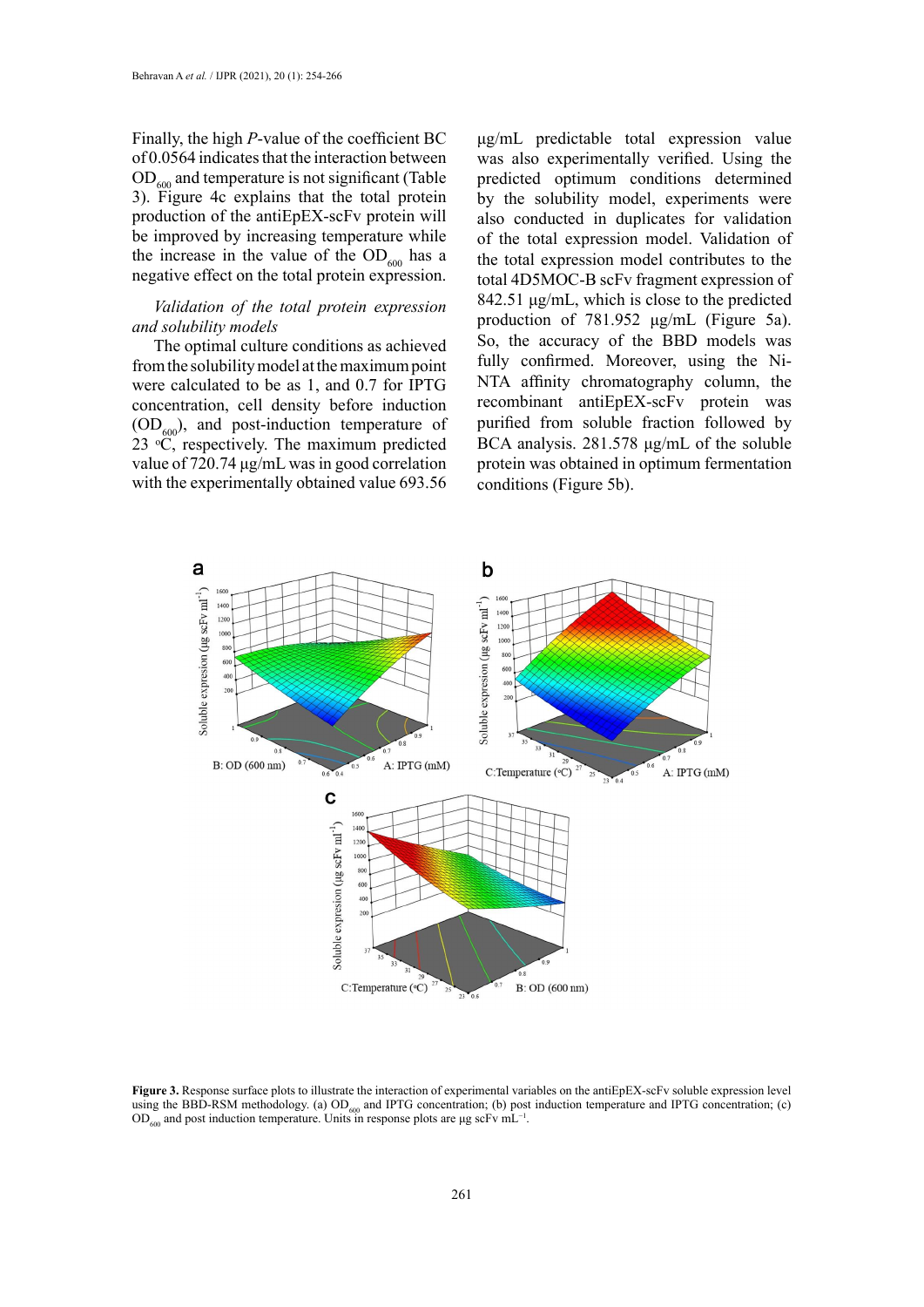Finally, the high *P*-value of the coefficient BC of 0.0564 indicates that the interaction between $OD_{600}$ and temperature is not significant (Table 3). Figure 4c explains that the total protein production of the antiEpEX-scFv protein will be improved by increasing temperature while the increase in the value of the $OD_{600}$ has a negative effect on the total protein expression.

*Validation of the total protein expression and solubility models*

The optimal culture conditions as achieved from the solubility model at the maximum point were calculated to be as 1, and 0.7 for IPTG concentration, cell density before induction ($OD_{600}$), and post-induction temperature of 23 °C, respectively. The maximum predicted value of 720.74 µg/mL was in good correlation with the experimentally obtained value 693.56 µg/mL predictable total expression value was also experimentally verified. Using the predicted optimum conditions determined by the solubility model, experiments were also conducted in duplicates for validation of the total expression model. Validation of the total expression model contributes to the total 4D5MOC-B scFv fragment expression of 842.51 µg/mL, which is close to the predicted production of 781.952 µg/mL (Figure 5a). So, the accuracy of the BBD models was fully confirmed. Moreover, using the Ni-NTA affinity chromatography column, the recombinant antiEpEX-scFv protein was purified from soluble fraction followed by BCA analysis. 281.578 µg/mL of the soluble protein was obtained in optimum fermentation conditions (Figure 5b).

**Figure 3.** Response surface plots to illustrate the interaction of experimental variables on the antiEpEX-scFv soluble expression level using the BBD-RSM methodology. (a) $OD_{600}$ and IPTG concentration; (b) post induction temperature and IPTG concentration; (c) $OD_{600}$ and post induction temperature. Units in response plots are µg scFv $mL^{-1}$.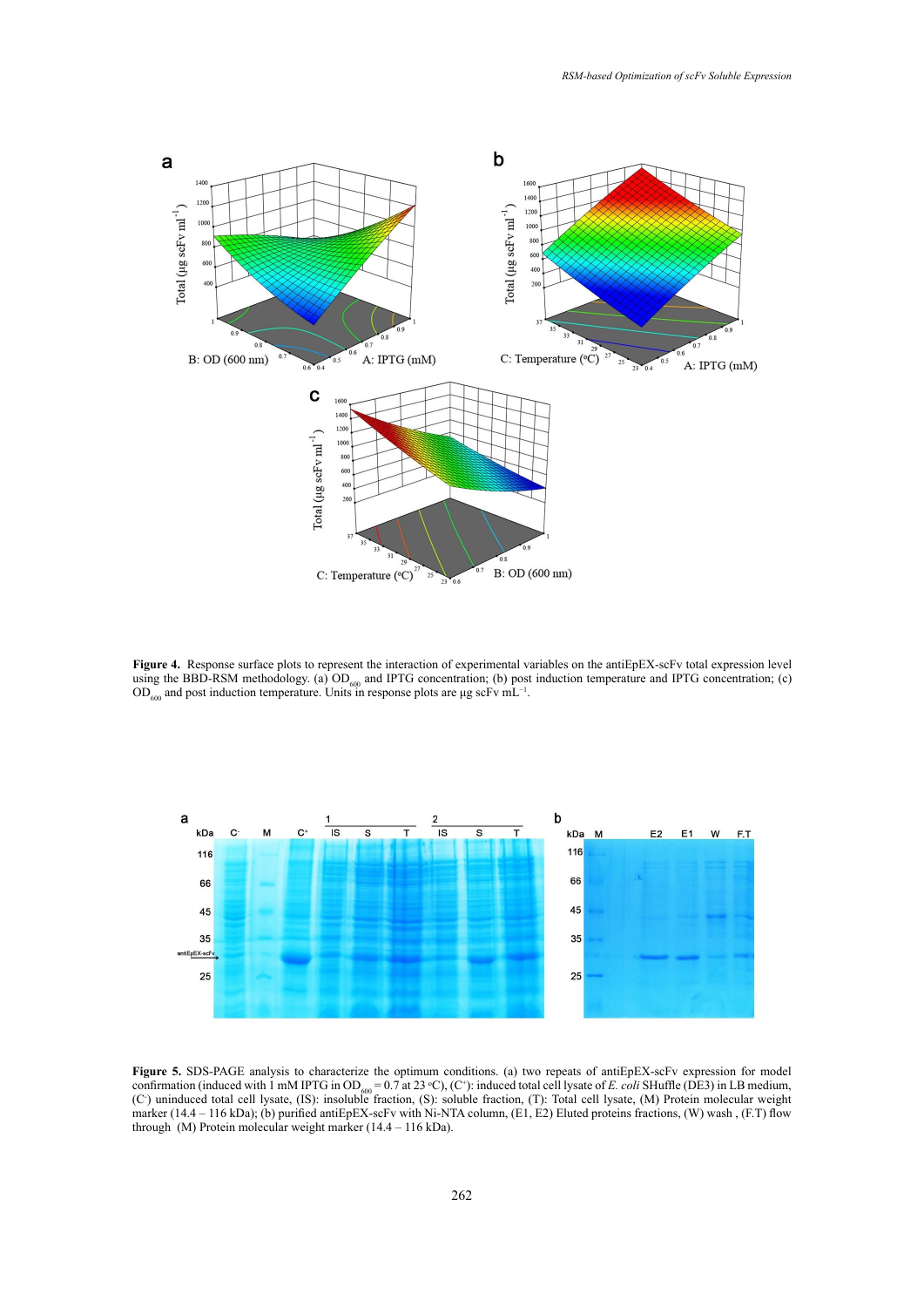**Figure 4.** Response surface plots to represent the interaction of experimental variables on the antiEpEX-scFv total expression level using the BBD-RSM methodology. (a) $OD_{600}$ and IPTG concentration; (b) post induction temperature and IPTG concentration; (c) $OD_{600}$ and post induction temperature. Units in response plots are μg scFv $mL^{-1}$.

**Figure 5.** SDS-PAGE analysis to characterize the optimum conditions. (a) two repeats of antiEpEX-scFv expression for model confirmation (induced with 1 mM IPTG in $OD_{600}$ = 0.7 at 23 °C), ($C^{+}$): induced total cell lysate of *E. coli* SHuffle (DE3) in LB medium, ($C^{-}$) uninduced total cell lysate, (IS): insoluble fraction, (S): soluble fraction, (T): Total cell lysate, (M) Protein molecular weight marker (14.4 – 116 kDa); (b) purified antiEpEX-scFv with Ni-NTA column, (E1, E2) Eluted proteins fractions, (W) wash , (F.T) flow through (M) Protein molecular weight marker (14.4 – 116 kDa).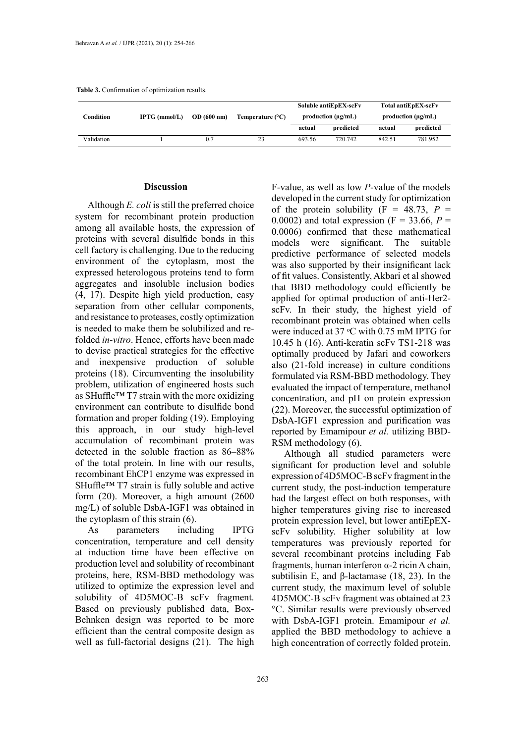**Table 3.** Confirmation of optimization results.

| Condition | IPTG (mmol/L) | OD (600 nm) | Temperature (°C) | Soluble antiEpEX-scFv production (μg/mL) | | Total antiEpEX-scFv production (μg/mL) | |
|---|---|---|---|---|---|---|---|
| | | | | actual | predicted | actual | predicted |
| Validation | 1 | 0.7 | 23 | 693.56 | 720.742 | 842.51 | 781.952 |

## Discussion

Although *E. coli* is still the preferred choice system for recombinant protein production among all available hosts, the expression of proteins with several disulfide bonds in this cell factory is challenging. Due to the reducing environment of the cytoplasm, most the expressed heterologous proteins tend to form aggregates and insoluble inclusion bodies (4, 17). Despite high yield production, easy separation from other cellular components, and resistance to proteases, costly optimization is needed to make them be solubilized and re-folded *in-vitro*. Hence, efforts have been made to devise practical strategies for the effective and inexpensive production of soluble proteins (18). Circumventing the insolubility problem, utilization of engineered hosts such as SHuffle™ T7 strain with the more oxidizing environment can contribute to disulfide bond formation and proper folding (19). Employing this approach, in our study high-level accumulation of recombinant protein was detected in the soluble fraction as 86–88% of the total protein. In line with our results, recombinant EhCP1 enzyme was expressed in SHuffle™ T7 strain is fully soluble and active form (20). Moreover, a high amount (2600 mg/L) of soluble DsbA-IGF1 was obtained in the cytoplasm of this strain (6).

As parameters including IPTG concentration, temperature and cell density at induction time have been effective on production level and solubility of recombinant proteins, here, RSM-BBD methodology was utilized to optimize the expression level and solubility of 4D5MOC-B scFv fragment. Based on previously published data, Box-Behnken design was reported to be more efficient than the central composite design as well as full-factorial designs (21). The high F-value, as well as low *P*-value of the models developed in the current study for optimization of the protein solubility ($F = 48.73$, $P = 0.0002$) and total expression ($F = 33.66$, $P = 0.0006$) confirmed that these mathematical models were significant. The suitable predictive performance of selected models was also supported by their insignificant lack of fit values. Consistently, Akbari et al showed that BBD methodology could efficiently be applied for optimal production of anti-Her2-scFv. In their study, the highest yield of recombinant protein was obtained when cells were induced at 37 °C with 0.75 mM IPTG for 10.45 h (16). Anti-keratin scFv TS1-218 was optimally produced by Jafari and coworkers also (21-fold increase) in culture conditions formulated via RSM-BBD methodology. They evaluated the impact of temperature, methanol concentration, and pH on protein expression (22). Moreover, the successful optimization of DsbA-IGF1 expression and purification was reported by Emamipour *et al.* utilizing BBD-RSM methodology (6).

Although all studied parameters were significant for production level and soluble expression of 4D5MOC-B scFv fragment in the current study, the post-induction temperature had the largest effect on both responses, with higher temperatures giving rise to increased protein expression level, but lower antiEpEX-scFv solubility. Higher solubility at low temperatures was previously reported for several recombinant proteins including Fab fragments, human interferon α-2 ricin A chain, subtilisin E, and β-lactamase (18, 23). In the current study, the maximum level of soluble 4D5MOC-B scFv fragment was obtained at 23 °C. Similar results were previously observed with DsbA-IGF1 protein. Emamipour *et al.* applied the BBD methodology to achieve a high concentration of correctly folded protein.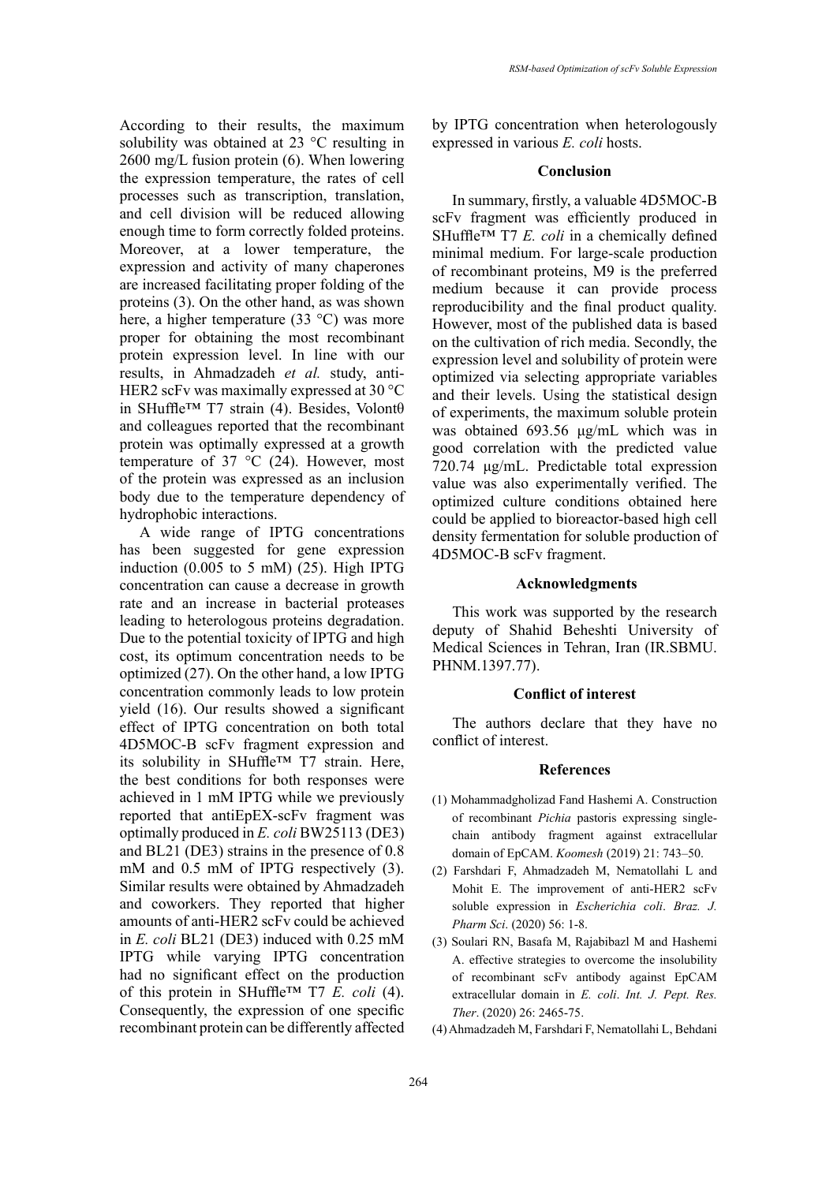According to their results, the maximum solubility was obtained at 23 °C resulting in 2600 mg/L fusion protein (6). When lowering the expression temperature, the rates of cell processes such as transcription, translation, and cell division will be reduced allowing enough time to form correctly folded proteins. Moreover, at a lower temperature, the expression and activity of many chaperones are increased facilitating proper folding of the proteins (3). On the other hand, as was shown here, a higher temperature (33 °C) was more proper for obtaining the most recombinant protein expression level. In line with our results, in Ahmadzadeh *et al.* study, anti-HER2 scFv was maximally expressed at 30 °C in SHuffle™ T7 strain (4). Besides, Volontθ and colleagues reported that the recombinant protein was optimally expressed at a growth temperature of 37 °C (24). However, most of the protein was expressed as an inclusion body due to the temperature dependency of hydrophobic interactions.

A wide range of IPTG concentrations has been suggested for gene expression induction (0.005 to 5 mM) (25). High IPTG concentration can cause a decrease in growth rate and an increase in bacterial proteases leading to heterologous proteins degradation. Due to the potential toxicity of IPTG and high cost, its optimum concentration needs to be optimized (27). On the other hand, a low IPTG concentration commonly leads to low protein yield (16). Our results showed a significant effect of IPTG concentration on both total 4D5MOC-B scFv fragment expression and its solubility in SHuffle™ T7 strain. Here, the best conditions for both responses were achieved in 1 mM IPTG while we previously reported that antiEpEX-scFv fragment was optimally produced in *E. coli* BW25113 (DE3) and BL21 (DE3) strains in the presence of 0.8 mM and 0.5 mM of IPTG respectively (3). Similar results were obtained by Ahmadzadeh and coworkers. They reported that higher amounts of anti-HER2 scFv could be achieved in *E. coli* BL21 (DE3) induced with 0.25 mM IPTG while varying IPTG concentration had no significant effect on the production of this protein in SHuffle™ T7 *E. coli* (4). Consequently, the expression of one specific recombinant protein can be differently affected by IPTG concentration when heterologously expressed in various *E. coli* hosts.

## Conclusion

In summary, firstly, a valuable 4D5MOC-B scFv fragment was efficiently produced in SHuffle™ T7 *E. coli* in a chemically defined minimal medium. For large-scale production of recombinant proteins, M9 is the preferred medium because it can provide process reproducibility and the final product quality. However, most of the published data is based on the cultivation of rich media. Secondly, the expression level and solubility of protein were optimized via selecting appropriate variables and their levels. Using the statistical design of experiments, the maximum soluble protein was obtained 693.56 μg/mL which was in good correlation with the predicted value 720.74 μg/mL. Predictable total expression value was also experimentally verified. The optimized culture conditions obtained here could be applied to bioreactor-based high cell density fermentation for soluble production of 4D5MOC-B scFv fragment.

## Acknowledgments

This work was supported by the research deputy of Shahid Beheshti University of Medical Sciences in Tehran, Iran (IR.SBMU.PHNM.1397.77).

## Conflict of interest

The authors declare that they have no conflict of interest.

## References

(1) Mohammadgholizad Fand Hashemi A. Construction of recombinant *Pichia* pastoris expressing single-chain antibody fragment against extracellular domain of EpCAM. *Koomesh* (2019) 21: 743–50.

(2) Farshdari F, Ahmadzadeh M, Nematollahi L and Mohit E. The improvement of anti-HER2 scFv soluble expression in *Escherichia coli*. *Braz. J. Pharm Sci*. (2020) 56: 1-8.

(3) Soulari RN, Basafa M, Rajabibazl M and Hashemi A. effective strategies to overcome the insolubility of recombinant scFv antibody against EpCAM extracellular domain in *E. coli*. *Int. J. Pept. Res. Ther*. (2020) 26: 2465-75.

(4) Ahmadzadeh M, Farshdari F, Nematollahi L, Behdani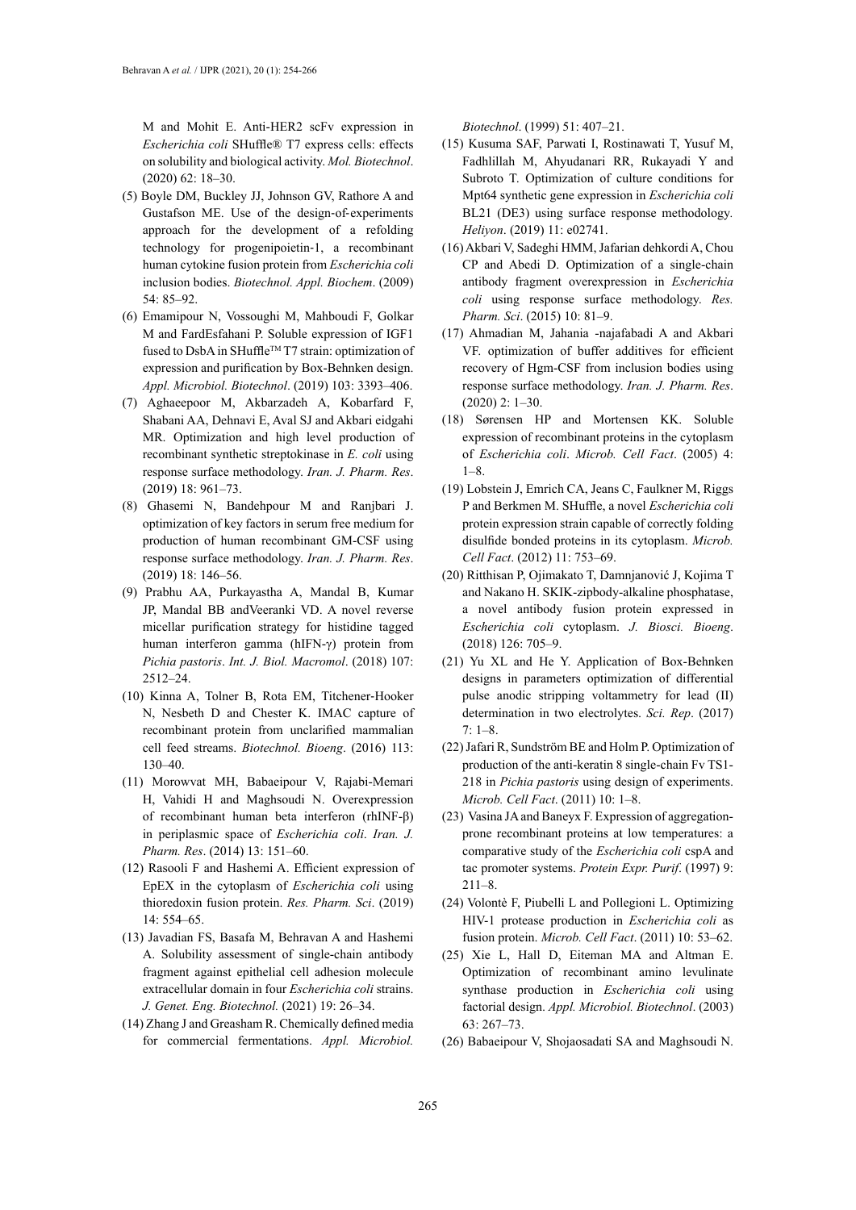M and Mohit E. Anti-HER2 scFv expression in *Escherichia coli* SHuffle® T7 express cells: effects on solubility and biological activity. *Mol. Biotechnol*. (2020) 62: 18–30.

(5) Boyle DM, Buckley JJ, Johnson GV, Rathore A and Gustafson ME. Use of the design‐of‐experiments approach for the development of a refolding technology for progenipoietin‐1, a recombinant human cytokine fusion protein from *Escherichia coli* inclusion bodies. *Biotechnol. Appl. Biochem*. (2009) 54: 85–92.

(6) Emamipour N, Vossoughi M, Mahboudi F, Golkar M and FardEsfahani P. Soluble expression of IGF1 fused to DsbA in SHuffle™ T7 strain: optimization of expression and purification by Box-Behnken design. *Appl. Microbiol. Biotechnol*. (2019) 103: 3393–406.

(7) Aghaeepoor M, Akbarzadeh A, Kobarfard F, Shabani AA, Dehnavi E, Aval SJ and Akbari eidgahi MR. Optimization and high level production of recombinant synthetic streptokinase in *E. coli* using response surface methodology. *Iran. J. Pharm. Res*. (2019) 18: 961–73.

(8) Ghasemi N, Bandehpour M and Ranjbari J. optimization of key factors in serum free medium for production of human recombinant GM-CSF using response surface methodology. *Iran. J. Pharm. Res*. (2019) 18: 146–56.

(9) Prabhu AA, Purkayastha A, Mandal B, Kumar JP, Mandal BB andVeeranki VD. A novel reverse micellar purification strategy for histidine tagged human interferon gamma (hIFN-γ) protein from *Pichia pastoris*. *Int. J. Biol. Macromol*. (2018) 107: 2512–24.

(10) Kinna A, Tolner B, Rota EM, Titchener‐Hooker N, Nesbeth D and Chester K. IMAC capture of recombinant protein from unclarified mammalian cell feed streams. *Biotechnol. Bioeng*. (2016) 113: 130–40.

(11) Morowvat MH, Babaeipour V, Rajabi-Memari H, Vahidi H and Maghsoudi N. Overexpression of recombinant human beta interferon (rhINF-β) in periplasmic space of *Escherichia coli*. *Iran. J. Pharm. Res*. (2014) 13: 151–60.

(12) Rasooli F and Hashemi A. Efficient expression of EpEX in the cytoplasm of *Escherichia coli* using thioredoxin fusion protein. *Res. Pharm. Sci*. (2019) 14: 554–65.

(13) Javadian FS, Basafa M, Behravan A and Hashemi A. Solubility assessment of single-chain antibody fragment against epithelial cell adhesion molecule extracellular domain in four *Escherichia coli* strains. *J. Genet. Eng. Biotechnol.* (2021) 19: 26–34.

(14) Zhang J and Greasham R. Chemically defined media for commercial fermentations. *Appl. Microbiol. Biotechnol*. (1999) 51: 407–21.

(15) Kusuma SAF, Parwati I, Rostinawati T, Yusuf M, Fadhlillah M, Ahyudanari RR, Rukayadi Y and Subroto T. Optimization of culture conditions for Mpt64 synthetic gene expression in *Escherichia coli* BL21 (DE3) using surface response methodology. *Heliyon*. (2019) 11: e02741.

(16) Akbari V, Sadeghi HMM, Jafarian dehkordi A, Chou CP and Abedi D. Optimization of a single-chain antibody fragment overexpression in *Escherichia coli* using response surface methodology. *Res. Pharm. Sci*. (2015) 10: 81–9.

(17) Ahmadian M, Jahania -najafabadi A and Akbari VF. optimization of buffer additives for efficient recovery of Hgm-CSF from inclusion bodies using response surface methodology. *Iran. J. Pharm. Res*. (2020) 2: 1–30.

(18) Sørensen HP and Mortensen KK. Soluble expression of recombinant proteins in the cytoplasm of *Escherichia coli*. *Microb. Cell Fact*. (2005) 4: 1–8.

(19) Lobstein J, Emrich CA, Jeans C, Faulkner M, Riggs P and Berkmen M. SHuffle, a novel *Escherichia coli* protein expression strain capable of correctly folding disulfide bonded proteins in its cytoplasm. *Microb. Cell Fact*. (2012) 11: 753–69.

(20) Ritthisan P, Ojimakato T, Damnjanović J, Kojima T and Nakano H. SKIK-zipbody-alkaline phosphatase, a novel antibody fusion protein expressed in *Escherichia coli* cytoplasm. *J. Biosci. Bioeng*. (2018) 126: 705–9.

(21) Yu XL and He Y. Application of Box-Behnken designs in parameters optimization of differential pulse anodic stripping voltammetry for lead (II) determination in two electrolytes. *Sci. Rep*. (2017) 7: 1–8.

(22) Jafari R, Sundström BE and Holm P. Optimization of production of the anti-keratin 8 single-chain Fv TS1-218 in *Pichia pastoris* using design of experiments. *Microb. Cell Fact*. (2011) 10: 1–8.

(23) Vasina JA and Baneyx F. Expression of aggregation-prone recombinant proteins at low temperatures: a comparative study of the *Escherichia coli* cspA and tac promoter systems. *Protein Expr. Purif*. (1997) 9: 211–8.

(24) Volontè F, Piubelli L and Pollegioni L. Optimizing HIV-1 protease production in *Escherichia coli* as fusion protein. *Microb. Cell Fact*. (2011) 10: 53–62.

(25) Xie L, Hall D, Eiteman MA and Altman E. Optimization of recombinant amino levulinate synthase production in *Escherichia coli* using factorial design. *Appl. Microbiol. Biotechnol*. (2003) 63: 267–73.

(26) Babaeipour V, Shojaosadati SA and Maghsoudi N.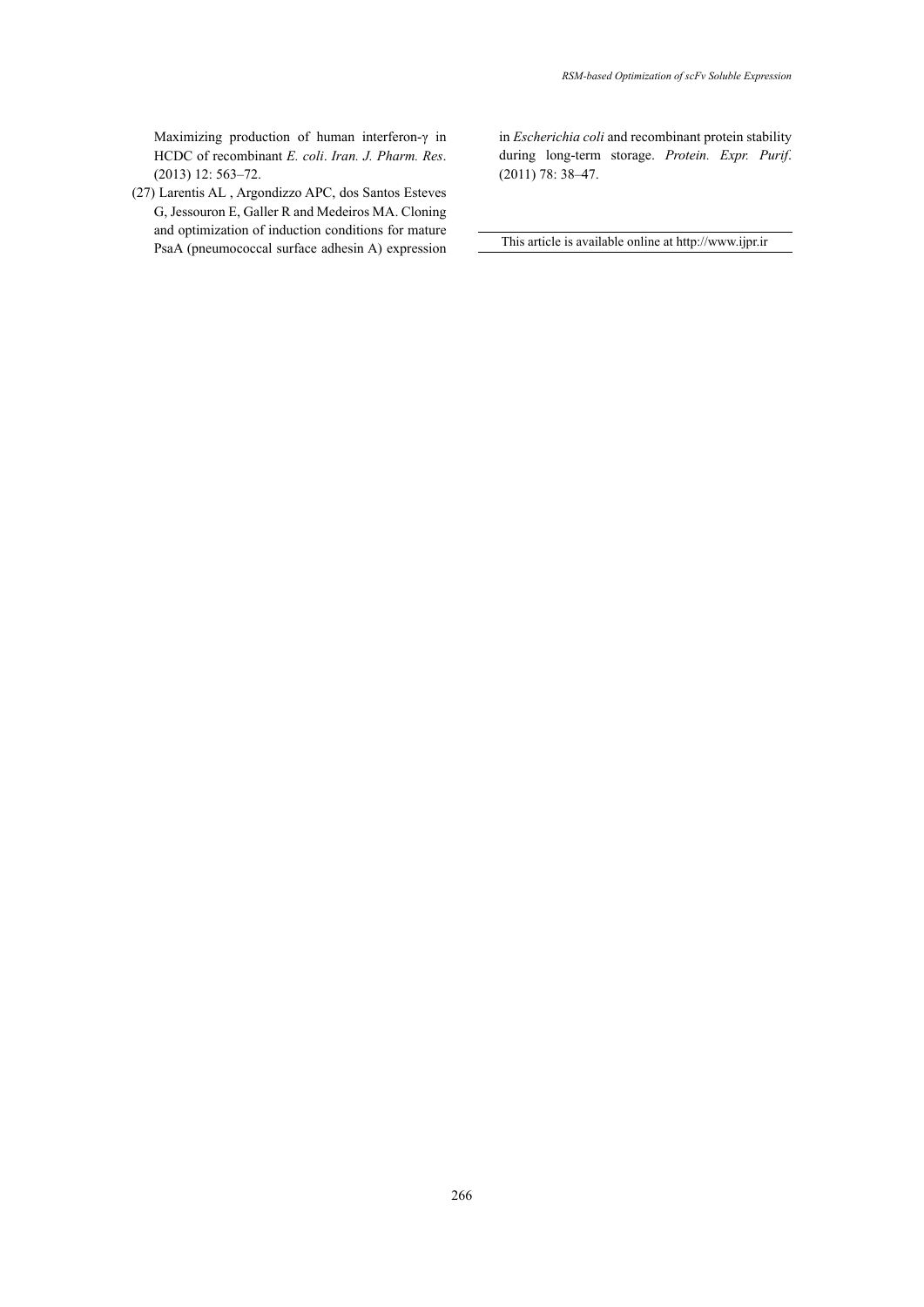Maximizing production of human interferon-γ in HCDC of recombinant *E. coli*. *Iran. J. Pharm. Res*. (2013) 12: 563–72.

(27) Larentis AL , Argondizzo APC, dos Santos Esteves G, Jessouron E, Galler R and Medeiros MA. Cloning and optimization of induction conditions for mature PsaA (pneumococcal surface adhesin A) expression in *Escherichia coli* and recombinant protein stability during long-term storage. *Protein. Expr. Purif*. (2011) 78: 38–47.

This article is available online at http://www.ijpr.ir